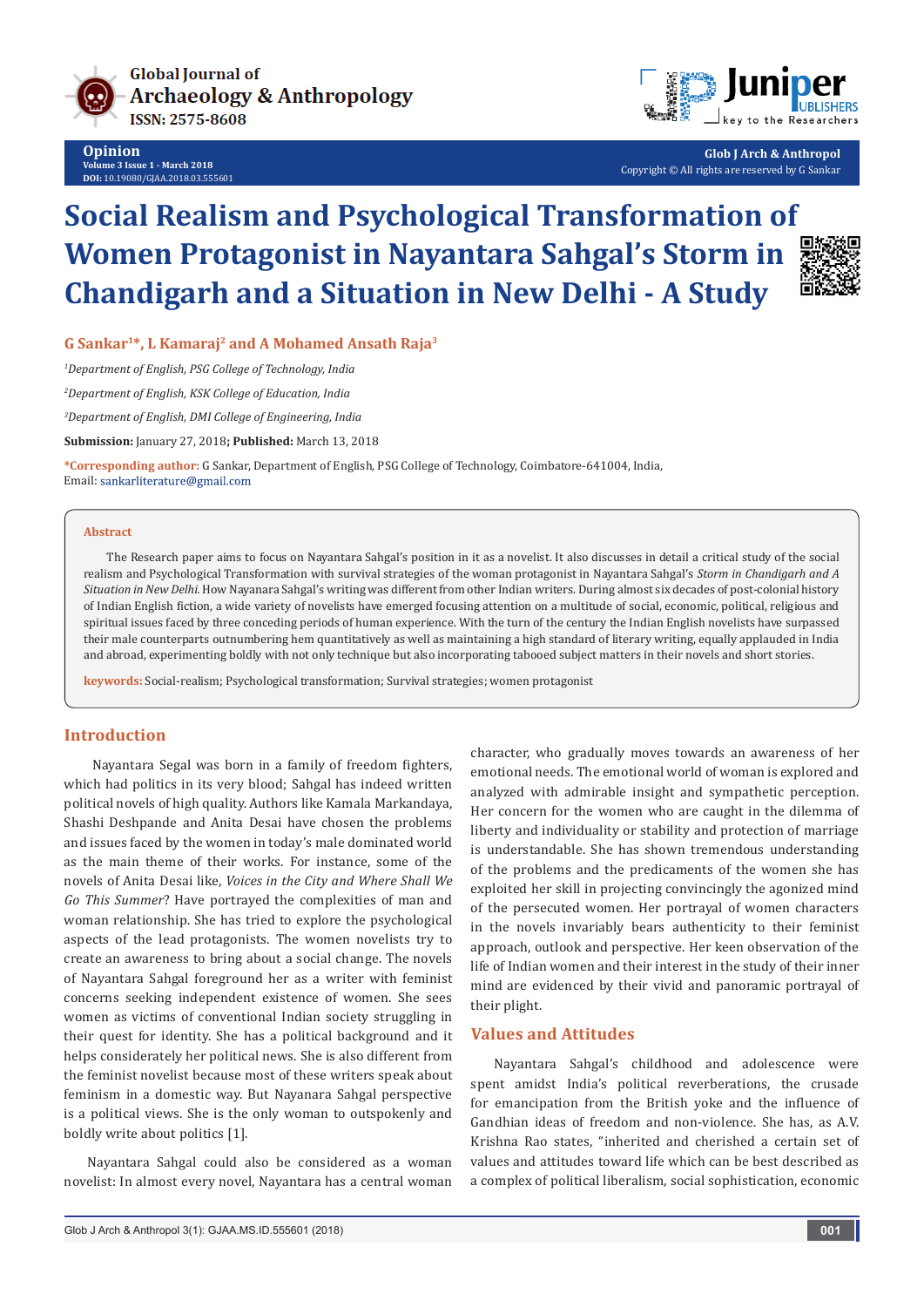Opinion
Volume 3 Issue 1 - March 2018
DOI: 10.19080/GJAA.2018.03.555601

Copyright © All rights are reserved by G Sankar

# Social Realism and Psychological Transformation of Women Protagonist in Nayantara Sahgal's Storm in Chandigarh and a Situation in New Delhi - A Study

**G Sankar[1]*, L Kamaraj[2] and A Mohamed Ansath Raja[3]**

[1]*Department of English, PSG College of Technology, India*

[2]*Department of English, KSK College of Education, India*

[3]*Department of English, DMI College of Engineering, India*

**Submission:** January 27, 2018; **Published:** March 13, 2018

**\*Corresponding author:** G Sankar, Department of English, PSG College of Technology, Coimbatore-641004, India, Email: sankarliterature@gmail.com

## Abstract

The Research paper aims to focus on Nayantara Sahgal's position in it as a novelist. It also discusses in detail a critical study of the social realism and Psychological Transformation with survival strategies of the woman protagonist in Nayantara Sahgal's *Storm in Chandigarh and A Situation in New Delhi.* How Nayanara Sahgal's writing was different from other Indian writers. During almost six decades of post-colonial history of Indian English fiction, a wide variety of novelists have emerged focusing attention on a multitude of social, economic, political, religious and spiritual issues faced by three conceding periods of human experience. With the turn of the century the Indian English novelists have surpassed their male counterparts outnumbering hem quantitatively as well as maintaining a high standard of literary writing, equally applauded in India and abroad, experimenting boldly with not only technique but also incorporating tabooed subject matters in their novels and short stories.

**keywords:** Social-realism; Psychological transformation; Survival strategies; women protagonist

## Introduction

Nayantara Segal was born in a family of freedom fighters, which had politics in its very blood; Sahgal has indeed written political novels of high quality. Authors like Kamala Markandaya, Shashi Deshpande and Anita Desai have chosen the problems and issues faced by the women in today's male dominated world as the main theme of their works. For instance, some of the novels of Anita Desai like, *Voices in the City and Where Shall We Go This Summer*? Have portrayed the complexities of man and woman relationship. She has tried to explore the psychological aspects of the lead protagonists. The women novelists try to create an awareness to bring about a social change. The novels of Nayantara Sahgal foreground her as a writer with feminist concerns seeking independent existence of women. She sees women as victims of conventional Indian society struggling in their quest for identity. She has a political background and it helps considerately her political news. She is also different from the feminist novelist because most of these writers speak about feminism in a domestic way. But Nayanara Sahgal perspective is a political views. She is the only woman to outspokenly and boldly write about politics [1].

Nayantara Sahgal could also be considered as a woman novelist: In almost every novel, Nayantara has a central woman character, who gradually moves towards an awareness of her emotional needs. The emotional world of woman is explored and analyzed with admirable insight and sympathetic perception. Her concern for the women who are caught in the dilemma of liberty and individuality or stability and protection of marriage is understandable. She has shown tremendous understanding of the problems and the predicaments of the women she has exploited her skill in projecting convincingly the agonized mind of the persecuted women. Her portrayal of women characters in the novels invariably bears authenticity to their feminist approach, outlook and perspective. Her keen observation of the life of Indian women and their interest in the study of their inner mind are evidenced by their vivid and panoramic portrayal of their plight.

## Values and Attitudes

Nayantara Sahgal's childhood and adolescence were spent amidst India's political reverberations, the crusade for emancipation from the British yoke and the influence of Gandhian ideas of freedom and non-violence. She has, as A.V. Krishna Rao states, "inherited and cherished a certain set of values and attitudes toward life which can be best described as a complex of political liberalism, social sophistication, economic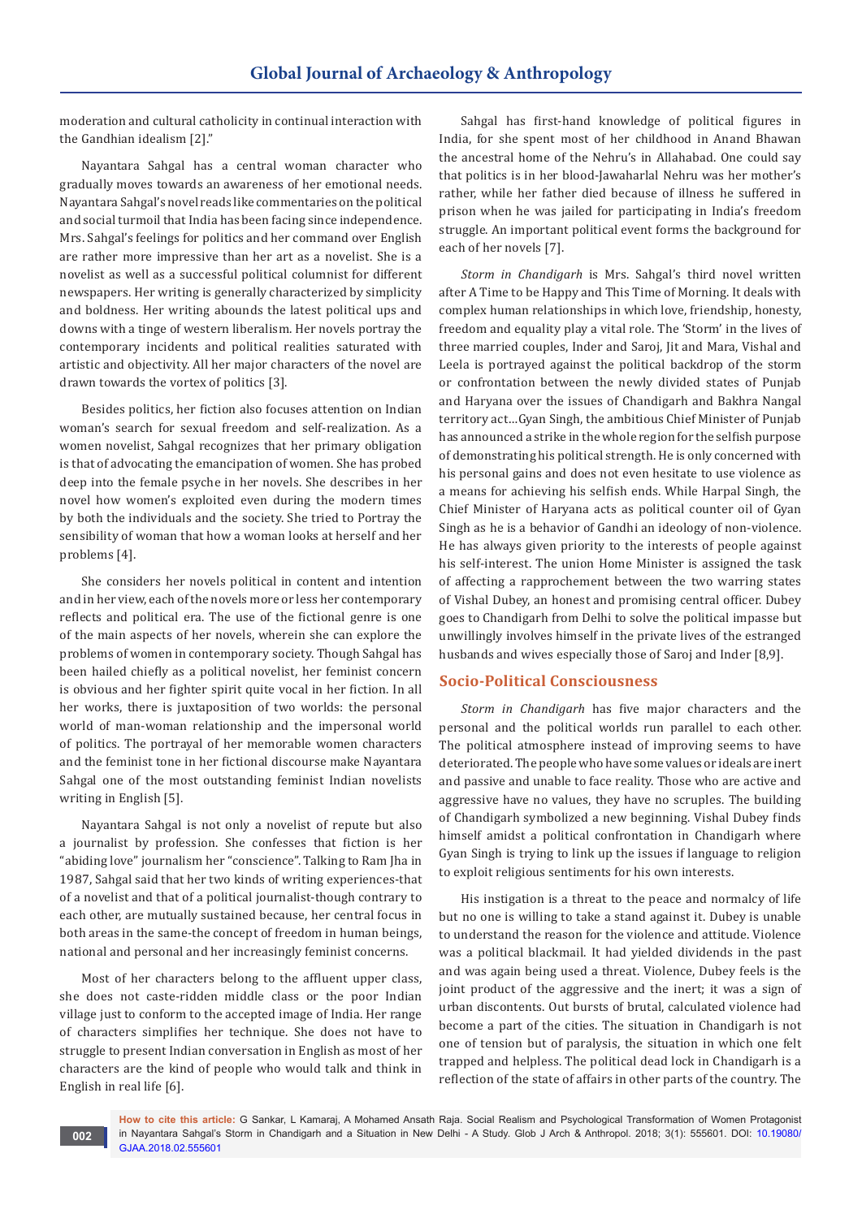moderation and cultural catholicity in continual interaction with the Gandhian idealism [2]."

Nayantara Sahgal has a central woman character who gradually moves towards an awareness of her emotional needs. Nayantara Sahgal's novel reads like commentaries on the political and social turmoil that India has been facing since independence. Mrs. Sahgal's feelings for politics and her command over English are rather more impressive than her art as a novelist. She is a novelist as well as a successful political columnist for different newspapers. Her writing is generally characterized by simplicity and boldness. Her writing abounds the latest political ups and downs with a tinge of western liberalism. Her novels portray the contemporary incidents and political realities saturated with artistic and objectivity. All her major characters of the novel are drawn towards the vortex of politics [3].

Besides politics, her fiction also focuses attention on Indian woman's search for sexual freedom and self-realization. As a women novelist, Sahgal recognizes that her primary obligation is that of advocating the emancipation of women. She has probed deep into the female psyche in her novels. She describes in her novel how women's exploited even during the modern times by both the individuals and the society. She tried to Portray the sensibility of woman that how a woman looks at herself and her problems [4].

She considers her novels political in content and intention and in her view, each of the novels more or less her contemporary reflects and political era. The use of the fictional genre is one of the main aspects of her novels, wherein she can explore the problems of women in contemporary society. Though Sahgal has been hailed chiefly as a political novelist, her feminist concern is obvious and her fighter spirit quite vocal in her fiction. In all her works, there is juxtaposition of two worlds: the personal world of man-woman relationship and the impersonal world of politics. The portrayal of her memorable women characters and the feminist tone in her fictional discourse make Nayantara Sahgal one of the most outstanding feminist Indian novelists writing in English [5].

Nayantara Sahgal is not only a novelist of repute but also a journalist by profession. She confesses that fiction is her "abiding love" journalism her "conscience". Talking to Ram Jha in 1987, Sahgal said that her two kinds of writing experiences-that of a novelist and that of a political journalist-though contrary to each other, are mutually sustained because, her central focus in both areas in the same-the concept of freedom in human beings, national and personal and her increasingly feminist concerns.

Most of her characters belong to the affluent upper class, she does not caste-ridden middle class or the poor Indian village just to conform to the accepted image of India. Her range of characters simplifies her technique. She does not have to struggle to present Indian conversation in English as most of her characters are the kind of people who would talk and think in English in real life [6].

Sahgal has first-hand knowledge of political figures in India, for she spent most of her childhood in Anand Bhawan the ancestral home of the Nehru's in Allahabad. One could say that politics is in her blood-Jawaharlal Nehru was her mother's rather, while her father died because of illness he suffered in prison when he was jailed for participating in India's freedom struggle. An important political event forms the background for each of her novels [7].

*Storm in Chandigarh* is Mrs. Sahgal's third novel written after A Time to be Happy and This Time of Morning. It deals with complex human relationships in which love, friendship, honesty, freedom and equality play a vital role. The 'Storm' in the lives of three married couples, Inder and Saroj, Jit and Mara, Vishal and Leela is portrayed against the political backdrop of the storm or confrontation between the newly divided states of Punjab and Haryana over the issues of Chandigarh and Bakhra Nangal territory act...Gyan Singh, the ambitious Chief Minister of Punjab has announced a strike in the whole region for the selfish purpose of demonstrating his political strength. He is only concerned with his personal gains and does not even hesitate to use violence as a means for achieving his selfish ends. While Harpal Singh, the Chief Minister of Haryana acts as political counter oil of Gyan Singh as he is a behavior of Gandhi an ideology of non-violence. He has always given priority to the interests of people against his self-interest. The union Home Minister is assigned the task of affecting a rapprochement between the two warring states of Vishal Dubey, an honest and promising central officer. Dubey goes to Chandigarh from Delhi to solve the political impasse but unwillingly involves himself in the private lives of the estranged husbands and wives especially those of Saroj and Inder [8,9].

## Socio-Political Consciousness

*Storm in Chandigarh* has five major characters and the personal and the political worlds run parallel to each other. The political atmosphere instead of improving seems to have deteriorated. The people who have some values or ideals are inert and passive and unable to face reality. Those who are active and aggressive have no values, they have no scruples. The building of Chandigarh symbolized a new beginning. Vishal Dubey finds himself amidst a political confrontation in Chandigarh where Gyan Singh is trying to link up the issues if language to religion to exploit religious sentiments for his own interests.

His instigation is a threat to the peace and normalcy of life but no one is willing to take a stand against it. Dubey is unable to understand the reason for the violence and attitude. Violence was a political blackmail. It had yielded dividends in the past and was again being used a threat. Violence, Dubey feels is the joint product of the aggressive and the inert; it was a sign of urban discontents. Out bursts of brutal, calculated violence had become a part of the cities. The situation in Chandigarh is not one of tension but of paralysis, the situation in which one felt trapped and helpless. The political dead lock in Chandigarh is a reflection of the state of affairs in other parts of the country. The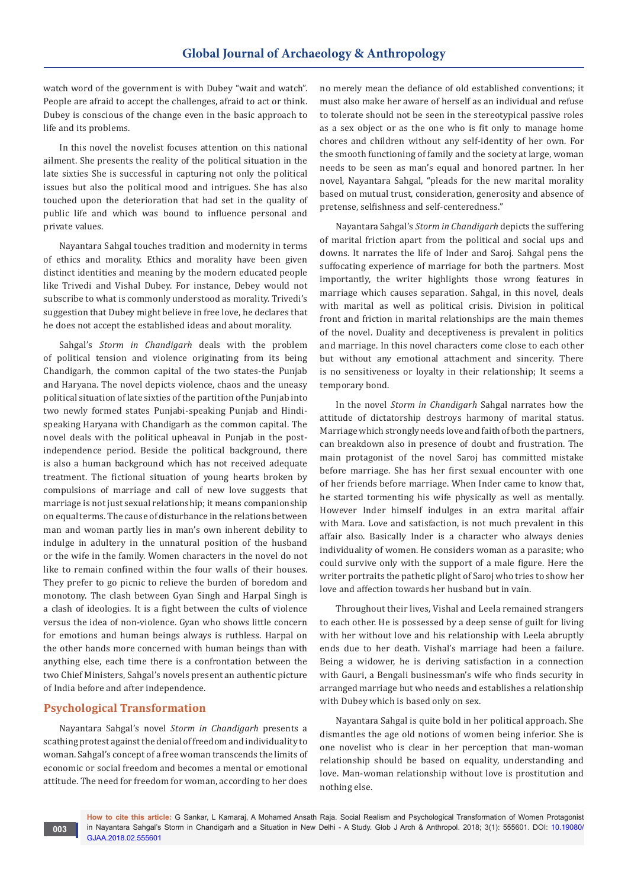watch word of the government is with Dubey "wait and watch". People are afraid to accept the challenges, afraid to act or think. Dubey is conscious of the change even in the basic approach to life and its problems.

In this novel the novelist focuses attention on this national ailment. She presents the reality of the political situation in the late sixties She is successful in capturing not only the political issues but also the political mood and intrigues. She has also touched upon the deterioration that had set in the quality of public life and which was bound to influence personal and private values.

Nayantara Sahgal touches tradition and modernity in terms of ethics and morality. Ethics and morality have been given distinct identities and meaning by the modern educated people like Trivedi and Vishal Dubey. For instance, Debey would not subscribe to what is commonly understood as morality. Trivedi's suggestion that Dubey might believe in free love, he declares that he does not accept the established ideas and about morality.

Sahgal's *Storm in Chandigarh* deals with the problem of political tension and violence originating from its being Chandigarh, the common capital of the two states-the Punjab and Haryana. The novel depicts violence, chaos and the uneasy political situation of late sixties of the partition of the Punjab into two newly formed states Punjabi-speaking Punjab and Hindi-speaking Haryana with Chandigarh as the common capital. The novel deals with the political upheaval in Punjab in the post-independence period. Beside the political background, there is also a human background which has not received adequate treatment. The fictional situation of young hearts broken by compulsions of marriage and call of new love suggests that marriage is not just sexual relationship; it means companionship on equal terms. The cause of disturbance in the relations between man and woman partly lies in man's own inherent debility to indulge in adultery in the unnatural position of the husband or the wife in the family. Women characters in the novel do not like to remain confined within the four walls of their houses. They prefer to go picnic to relieve the burden of boredom and monotony. The clash between Gyan Singh and Harpal Singh is a clash of ideologies. It is a fight between the cults of violence versus the idea of non-violence. Gyan who shows little concern for emotions and human beings always is ruthless. Harpal on the other hands more concerned with human beings than with anything else, each time there is a confrontation between the two Chief Ministers, Sahgal's novels present an authentic picture of India before and after independence.

## Psychological Transformation

Nayantara Sahgal's novel *Storm in Chandigarh* presents a scathing protest against the denial of freedom and individuality to woman. Sahgal's concept of a free woman transcends the limits of economic or social freedom and becomes a mental or emotional attitude. The need for freedom for woman, according to her does no merely mean the defiance of old established conventions; it must also make her aware of herself as an individual and refuse to tolerate should not be seen in the stereotypical passive roles as a sex object or as the one who is fit only to manage home chores and children without any self-identity of her own. For the smooth functioning of family and the society at large, woman needs to be seen as man's equal and honored partner. In her novel, Nayantara Sahgal, "pleads for the new marital morality based on mutual trust, consideration, generosity and absence of pretense, selfishness and self-centeredness."

Nayantara Sahgal's *Storm in Chandigarh* depicts the suffering of marital friction apart from the political and social ups and downs. It narrates the life of Inder and Saroj. Sahgal pens the suffocating experience of marriage for both the partners. Most importantly, the writer highlights those wrong features in marriage which causes separation. Sahgal, in this novel, deals with marital as well as political crisis. Division in political front and friction in marital relationships are the main themes of the novel. Duality and deceptiveness is prevalent in politics and marriage. In this novel characters come close to each other but without any emotional attachment and sincerity. There is no sensitiveness or loyalty in their relationship; It seems a temporary bond.

In the novel *Storm in Chandigarh* Sahgal narrates how the attitude of dictatorship destroys harmony of marital status. Marriage which strongly needs love and faith of both the partners, can breakdown also in presence of doubt and frustration. The main protagonist of the novel Saroj has committed mistake before marriage. She has her first sexual encounter with one of her friends before marriage. When Inder came to know that, he started tormenting his wife physically as well as mentally. However Inder himself indulges in an extra marital affair with Mara. Love and satisfaction, is not much prevalent in this affair also. Basically Inder is a character who always denies individuality of women. He considers woman as a parasite; who could survive only with the support of a male figure. Here the writer portraits the pathetic plight of Saroj who tries to show her love and affection towards her husband but in vain.

Throughout their lives, Vishal and Leela remained strangers to each other. He is possessed by a deep sense of guilt for living with her without love and his relationship with Leela abruptly ends due to her death. Vishal's marriage had been a failure. Being a widower, he is deriving satisfaction in a connection with Gauri, a Bengali businessman's wife who finds security in arranged marriage but who needs and establishes a relationship with Dubey which is based only on sex.

Nayantara Sahgal is quite bold in her political approach. She dismantles the age old notions of women being inferior. She is one novelist who is clear in her perception that man-woman relationship should be based on equality, understanding and love. Man-woman relationship without love is prostitution and nothing else.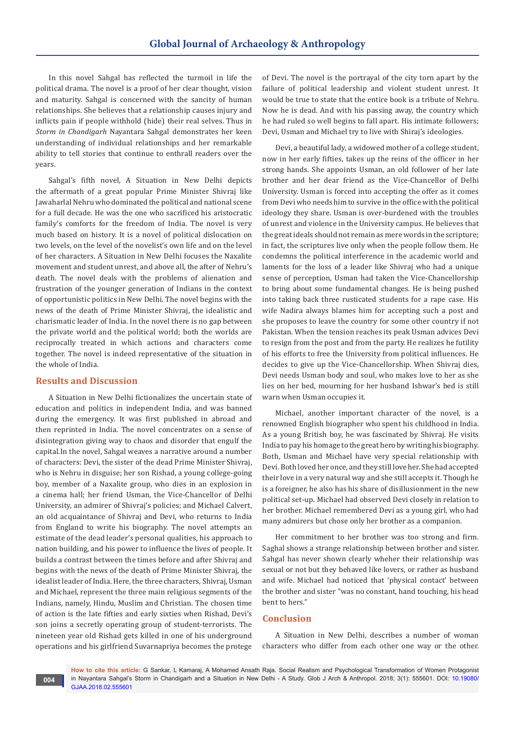In this novel Sahgal has reflected the turmoil in life the political drama. The novel is a proof of her clear thought, vision and maturity. Sahgal is concerned with the sancity of human relationships. She believes that a relationship causes injury and inflicts pain if people withhold (hide) their real selves. Thus in *Storm in Chandigarh* Nayantara Sahgal demonstrates her keen understanding of individual relationships and her remarkable ability to tell stories that continue to enthrall readers over the years.

Sahgal's fifth novel, A Situation in New Delhi depicts the aftermath of a great popular Prime Minister Shivraj like Jawaharlal Nehru who dominated the political and national scene for a full decade. He was the one who sacrificed his aristocratic family's comforts for the freedom of India. The novel is very much based on history. It is a novel of political dislocation on two levels, on the level of the novelist's own life and on the level of her characters. A Situation in New Delhi focuses the Naxalite movement and student unrest, and above all, the after of Nehru's death. The novel deals with the problems of alienation and frustration of the younger generation of Indians in the context of opportunistic politics in New Delhi. The novel begins with the news of the death of Prime Minister Shivraj, the idealistic and charismatic leader of India. In the novel there is no gap between the private world and the political world; both the worlds are reciprocally treated in which actions and characters come together. The novel is indeed representative of the situation in the whole of India.

## Results and Discussion

A Situation in New Delhi fictionalizes the uncertain state of education and politics in independent India, and was banned during the emergency. It was first published in abroad and then reprinted in India. The novel concentrates on a sense of disintegration giving way to chaos and disorder that engulf the capital.In the novel, Sahgal weaves a narrative around a number of characters: Devi, the sister of the dead Prime Minister Shivraj, who is Nehru in disguise; her son Rishad, a young college-going boy, member of a Naxalite group, who dies in an explosion in a cinema hall; her friend Usman, the Vice-Chancellor of Delhi University, an admirer of Shivraj's policies; and Michael Calvert, an old acquaintance of Shivraj and Devi, who returns to India from England to write his biography. The novel attempts an estimate of the dead leader's personal qualities, his approach to nation building, and his power to influence the lives of people. It builds a contrast between the times before and after Shivraj and begins with the news of the death of Prime Minister Shivraj, the idealist leader of India. Here, the three characters, Shivraj, Usman and Michael, represent the three main religious segments of the Indians, namely, Hindu, Muslim and Christian. The chosen time of action is the late fifties and early sixties when Rishad, Devi's son joins a secretly operating group of student-terrorists. The nineteen year old Rishad gets killed in one of his underground operations and his girlfriend Suvarnapriya becomes the protege of Devi. The novel is the portrayal of the city torn apart by the failure of political leadership and violent student unrest. It would be true to state that the entire book is a tribute of Nehru. Now he is dead. And with his passing away, the country which he had ruled so well begins to fall apart. His intimate followers; Devi, Usman and Michael try to live with Shiraj's ideologies.

Devi, a beautiful lady, a widowed mother of a college student, now in her early fifties, takes up the reins of the officer in her strong hands. She appoints Usman, an old follower of her late brother and her dear friend as the Vice-Chancellor of Delhi University. Usman is forced into accepting the offer as it comes from Devi who needs him to survive in the office with the political ideology they share. Usman is over-burdened with the troubles of unrest and violence in the University campus. He believes that the great ideals should not remain as mere words in the scripture; in fact, the scriptures live only when the people follow them. He condemns the political interference in the academic world and laments for the loss of a leader like Shivraj who had a unique sense of perception, Usman had taken the Vice-Chancellorship to bring about some fundamental changes. He is being pushed into taking back three rusticated students for a rape case. His wife Nadira always blames him for accepting such a post and she proposes to leave the country for some other country if not Pakistan. When the tension reaches its peak Usman advices Devi to resign from the post and from the party. He realizes he futility of his efforts to free the University from political influences. He decides to give up the Vice-Chancellorship. When Shivraj dies, Devi needs Usman body and soul, who makes love to her as she lies on her bed, mourning for her husband Ishwar's bed is still warn when Usman occupies it.

Michael, another important character of the novel, is a renowned English biographer who spent his childhood in India. As a young British boy, he was fascinated by Shivraj. He visits India to pay his homage to the great hero by writing his biography. Both, Usman and Michael have very special relationship with Devi. Both loved her once, and they still love her. She had accepted their love in a very natural way and she still accepts it. Though he is a foreigner, he also has his share of disillusionment in the new political set-up. Michael had observed Devi closely in relation to her brother. Michael remembered Devi as a young girl, who had many admirers but chose only her brother as a companion.

Her commitment to her brother was too strong and firm. Saghal shows a strange relationship between brother and sister. Sahgal has never shown clearly wheher their relationship was sexual or not but they behaved like lovers, or rather as husband and wife. Michael had noticed that 'physical contact' between the brother and sister "was no constant, hand touching, his head bent to hers."

## Conclusion

A Situation in New Delhi, describes a number of woman characters who differ from each other one way or the other.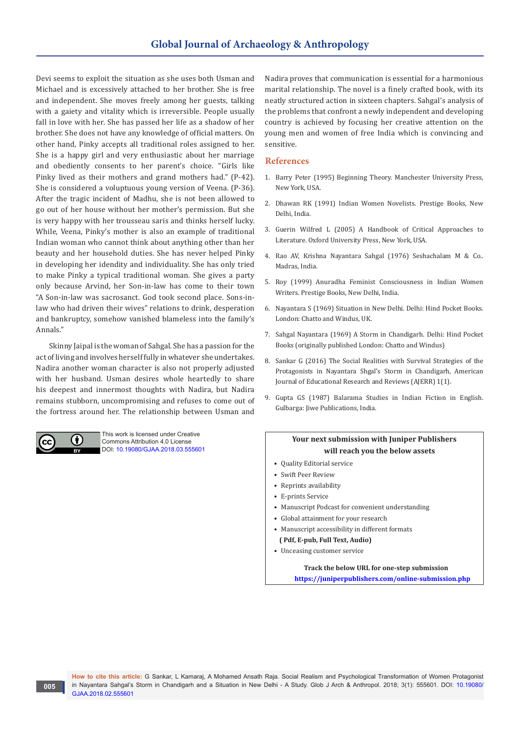Devi seems to exploit the situation as she uses both Usman and Michael and is excessively attached to her brother. She is free and independent. She moves freely among her guests, talking with a gaiety and vitality which is irreversible. People usually fall in love with her. She has passed her life as a shadow of her brother. She does not have any knowledge of official matters. On other hand, Pinky accepts all traditional roles assigned to her. She is a happy girl and very enthusiastic about her marriage and obediently consents to her parent's choice. "Girls like Pinky lived as their mothers and grand mothers had." (P-42). She is considered a voluptuous young version of Veena. (P-36). After the tragic incident of Madhu, she is not been allowed to go out of her house without her mother's permission. But she is very happy with her trousseau saris and thinks herself lucky. While, Veena, Pinky's mother is also an example of traditional Indian woman who cannot think about anything other than her beauty and her household duties. She has never helped Pinky in developing her idendity and individuality. She has only tried to make Pinky a typical traditional woman. She gives a party only because Arvind, her Son-in-law has come to their town "A Son-in-law was sacrosanct. God took second place. Sons-in-law who had driven their wives" relations to drink, desperation and bankruptcy, somehow vanished blameless into the family's Annals."

Skinny Jaipal is the woman of Sahgal. She has a passion for the act of living and involves herself fully in whatever she undertakes. Nadira another woman character is also not properly adjusted with her husband. Usman desires whole heartedly to share his deepest and innermost thoughts with Nadira, but Nadira remains stubborn, uncompromising and refuses to come out of the fortress around her. The relationship between Usman and Nadira proves that communication is essential for a harmonious marital relationship. The novel is a finely crafted book, with its neatly structured action in sixteen chapters. Sahgal's analysis of the problems that confront a newly independent and developing country is achieved by focusing her creative attention on the young men and women of free India which is convincing and sensitive.

## References

1. Barry Peter (1995) Beginning Theory. Manchester University Press, New York, USA.
2. Dhawan RK (1991) Indian Women Novelists. Prestige Books, New Delhi, India.
3. Guerin Wilfred L (2005) A Handbook of Critical Approaches to Literature. Oxford University Press, New York, USA.
4. Rao AV, Krishna Nayantara Sahgal (1976) Seshachalam M & Co.. Madras, India.
5. Roy (1999) Anuradha Feminist Consciousness in Indian Women Writers. Prestige Books, New Delhi, India.
6. Nayantara S (1969) Situation in New Delhi. Delhi: Hind Pocket Books. London: Chatto and Windus, UK.
7. Sahgal Nayantara (1969) A Storm in Chandigarh. Delhi: Hind Pocket Books (originally published London: Chatto and Windus)
8. Sankar G (2016) The Social Realities with Survival Strategies of the Protagonists in Nayantara Shgal's Storm in Chandigarh, American Journal of Educational Research and Reviews (AJERR) 1(1).
9. Gupta GS (1987) Balarama Studies in Indian Fiction in English. Gulbarga: Jiwe Publications, India.

This work is licensed under Creative Commons Attribution 4.0 License
DOI: 10.19080/GJAA.2018.03.555601

**Your next submission with Juniper Publishers will reach you the below assets**

- Quality Editorial service
- Swift Peer Review
- Reprints availability
- E-prints Service
- Manuscript Podcast for convenient understanding
- Global attainment for your research
- Manuscript accessibility in different formats
  **( Pdf, E-pub, Full Text, Audio)**
- Unceasing customer service

**Track the below URL for one-step submission**
**https://juniperpublishers.com/online-submission.php**

**How to cite this article:** G Sankar, L Kamaraj, A Mohamed Ansath Raja. Social Realism and Psychological Transformation of Women Protagonist in Nayantara Sahgal's Storm in Chandigarh and a Situation in New Delhi - A Study. Glob J Arch & Anthropol. 2018; 3(1): 555601. DOI: 10.19080/GJAA.2018.02.555601